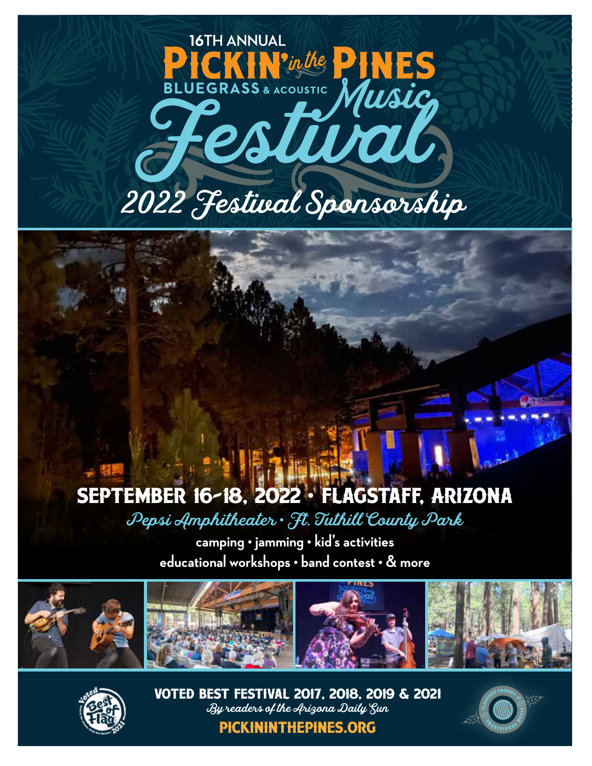16TH ANNUAL

# PICKIN' *in the* PINES

## BLUEGRASS & ACOUSTIC *Music Festival*

## *2022 Festival Sponsorship*

## SEPTEMBER 16-18, 2022 • FLAGSTAFF, ARIZONA

*Pepsi Amphitheater • Ft. Tuthill County Park*

**camping • jamming • kid's activities**
**educational workshops • band contest • & more**

**VOTED BEST FESTIVAL 2017, 2018, 2019 & 2021**
*By readers of the Arizona Daily Sun*

**PICKININTHEPINES.ORG**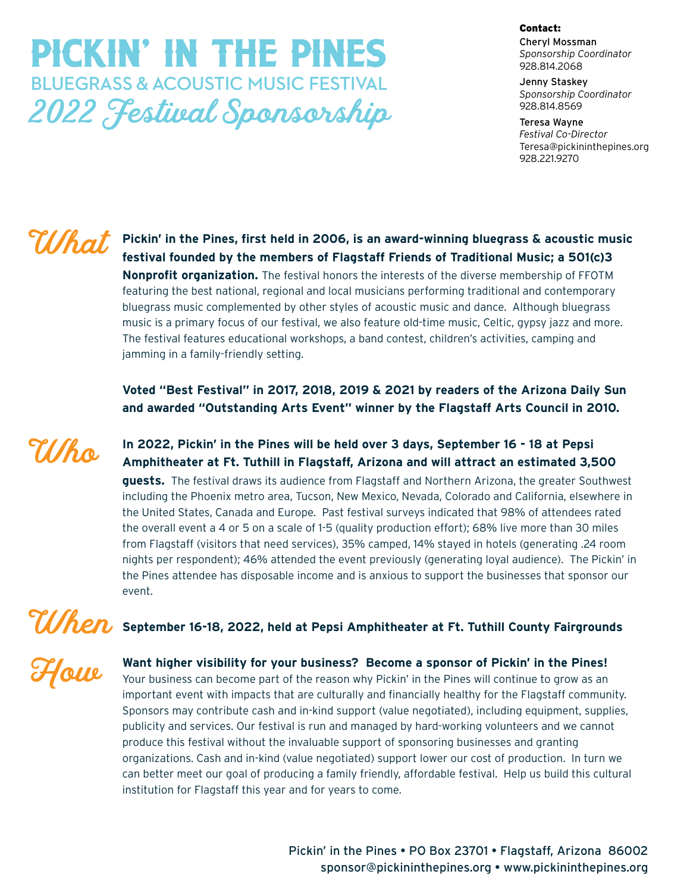# PICKIN' IN THE PINES

## BLUEGRASS & ACOUSTIC MUSIC FESTIVAL

## 2022 Festival Sponsorship

**Contact:**

Cheryl Mossman
*Sponsorship Coordinator*
928.814.2068

Jenny Staskey
*Sponsorship Coordinator*
928.814.8569

Teresa Wayne
*Festival Co-Director*
Teresa@pickininthepines.org
928.221.9270

## What

**Pickin' in the Pines, first held in 2006, is an award-winning bluegrass & acoustic music festival founded by the members of Flagstaff Friends of Traditional Music; a 501(c)3 Nonprofit organization.** The festival honors the interests of the diverse membership of FFOTM featuring the best national, regional and local musicians performing traditional and contemporary bluegrass music complemented by other styles of acoustic music and dance. Although bluegrass music is a primary focus of our festival, we also feature old-time music, Celtic, gypsy jazz and more. The festival features educational workshops, a band contest, children's activities, camping and jamming in a family-friendly setting.

**Voted "Best Festival" in 2017, 2018, 2019 & 2021 by readers of the Arizona Daily Sun and awarded "Outstanding Arts Event" winner by the Flagstaff Arts Council in 2010.**

## Who

**In 2022, Pickin' in the Pines will be held over 3 days, September 16 - 18 at Pepsi Amphitheater at Ft. Tuthill in Flagstaff, Arizona and will attract an estimated 3,500 guests.** The festival draws its audience from Flagstaff and Northern Arizona, the greater Southwest including the Phoenix metro area, Tucson, New Mexico, Nevada, Colorado and California, elsewhere in the United States, Canada and Europe. Past festival surveys indicated that 98% of attendees rated the overall event a 4 or 5 on a scale of 1-5 (quality production effort); 68% live more than 30 miles from Flagstaff (visitors that need services), 35% camped, 14% stayed in hotels (generating .24 room nights per respondent); 46% attended the event previously (generating loyal audience). The Pickin' in the Pines attendee has disposable income and is anxious to support the businesses that sponsor our event.

## When

**September 16-18, 2022, held at Pepsi Amphitheater at Ft. Tuthill County Fairgrounds**

## How

**Want higher visibility for your business? Become a sponsor of Pickin' in the Pines!** Your business can become part of the reason why Pickin' in the Pines will continue to grow as an important event with impacts that are culturally and financially healthy for the Flagstaff community. Sponsors may contribute cash and in-kind support (value negotiated), including equipment, supplies, publicity and services. Our festival is run and managed by hard-working volunteers and we cannot produce this festival without the invaluable support of sponsoring businesses and granting organizations. Cash and in-kind (value negotiated) support lower our cost of production. In turn we can better meet our goal of producing a family friendly, affordable festival. Help us build this cultural institution for Flagstaff this year and for years to come.

Pickin' in the Pines • PO Box 23701 • Flagstaff, Arizona 86002
sponsor@pickininthepines.org • www.pickininthepines.org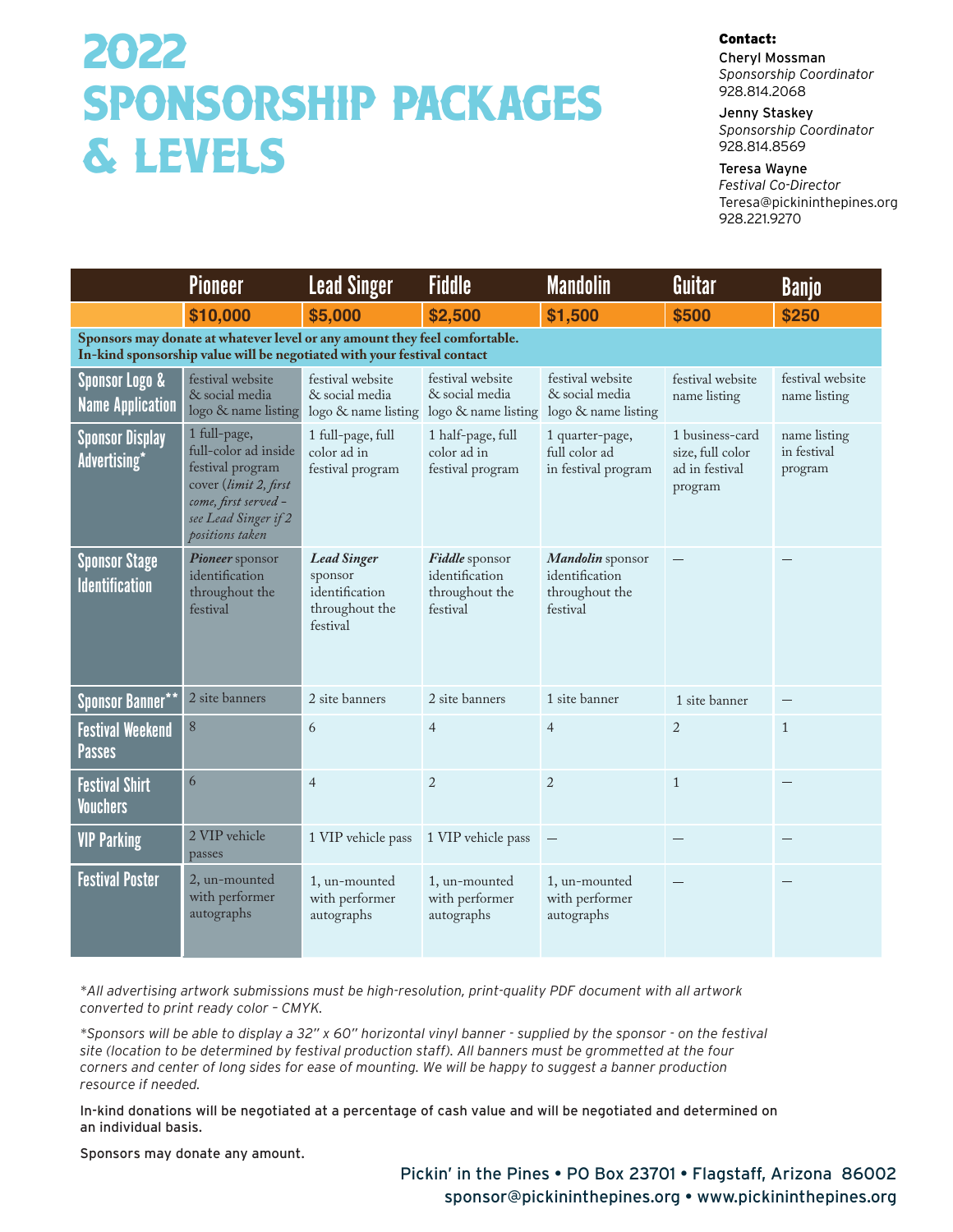# 2022 SPONSORSHIP PACKAGES & LEVELS

**Contact:**

Cheryl Mossman
*Sponsorship Coordinator*
928.814.2068

Jenny Staskey
*Sponsorship Coordinator*
928.814.8569

Teresa Wayne
*Festival Co-Director*
Teresa@pickininthepines.org
928.221.9270

| | Pioneer | Lead Singer | Fiddle | Mandolin | Guitar | Banjo |
|---|---|---|---|---|---|---|
| | $10,000 | $5,000 | $2,500 | $1,500 | $500 | $250 |
| **Sponsors may donate at whatever level or any amount they feel comfortable. In-kind sponsorship value will be negotiated with your festival contact** | | | | | | |
| Sponsor Logo & Name Application | festival website & social media logo & name listing | festival website & social media logo & name listing | festival website & social media logo & name listing | festival website & social media logo & name listing | festival website name listing | festival website name listing |
| Sponsor Display Advertising* | 1 full-page, full-color ad inside festival program cover (*limit 2, first come, first served – see Lead Singer if 2 positions taken*) | 1 full-page, full color ad in festival program | 1 half-page, full color ad in festival program | 1 quarter-page, full color ad in festival program | 1 business-card size, full color ad in festival program | name listing in festival program |
| Sponsor Stage Identification | ***Pioneer*** sponsor identification throughout the festival | ***Lead Singer*** sponsor identification throughout the festival | ***Fiddle*** sponsor identification throughout the festival | ***Mandolin*** sponsor identification throughout the festival | — | — |
| Sponsor Banner** | 2 site banners | 2 site banners | 2 site banners | 1 site banner | 1 site banner | — |
| Festival Weekend Passes | 8 | 6 | 4 | 4 | 2 | 1 |
| Festival Shirt Vouchers | 6 | 4 | 2 | 2 | 1 | — |
| VIP Parking | 2 VIP vehicle passes | 1 VIP vehicle pass | 1 VIP vehicle pass | — | — | — |
| Festival Poster | 2, un-mounted with performer autographs | 1, un-mounted with performer autographs | 1, un-mounted with performer autographs | 1, un-mounted with performer autographs | — | — |

*\*All advertising artwork submissions must be high-resolution, print-quality PDF document with all artwork converted to print ready color – CMYK.*

*\*Sponsors will be able to display a 32" x 60" horizontal vinyl banner - supplied by the sponsor - on the festival site (location to be determined by festival production staff). All banners must be grommetted at the four corners and center of long sides for ease of mounting. We will be happy to suggest a banner production resource if needed.*

In-kind donations will be negotiated at a percentage of cash value and will be negotiated and determined on an individual basis.

Sponsors may donate any amount.

Pickin' in the Pines • PO Box 23701 • Flagstaff, Arizona 86002
sponsor@pickininthepines.org • www.pickininthepines.org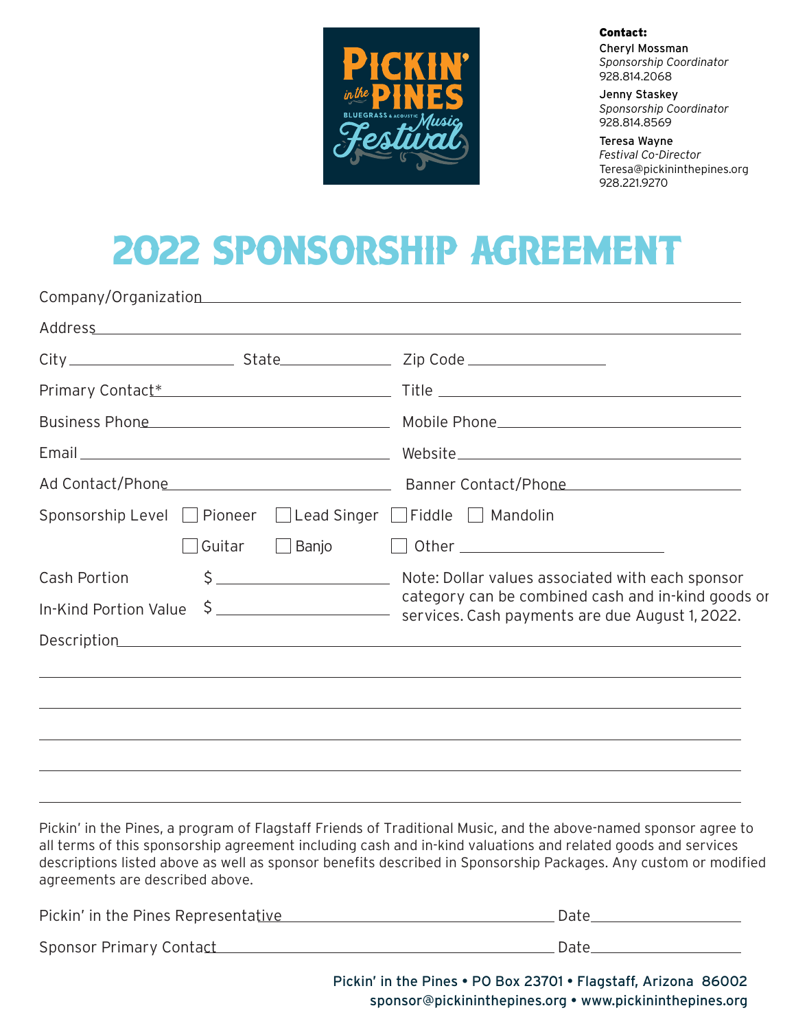**Contact:**

**Cheryl Mossman**
*Sponsorship Coordinator*
928.814.2068

**Jenny Staskey**
*Sponsorship Coordinator*
928.814.8569

**Teresa Wayne**
*Festival Co-Director*
Teresa@pickininthepines.org
928.221.9270

# 2022 SPONSORSHIP AGREEMENT

Company/Organization \_\_\_\_\_\_\_\_\_\_\_\_\_\_\_\_\_\_\_\_\_\_\_\_\_\_\_\_\_\_\_\_\_\_\_\_\_\_\_\_

Address \_\_\_\_\_\_\_\_\_\_\_\_\_\_\_\_\_\_\_\_\_\_\_\_\_\_\_\_\_\_\_\_\_\_\_\_\_\_\_\_\_\_\_\_\_\_\_\_\_\_

City \_\_\_\_\_\_\_\_\_\_\_\_\_\_\_\_ State \_\_\_\_\_\_\_\_\_\_ Zip Code \_\_\_\_\_\_\_\_\_\_\_\_

Primary Contact* \_\_\_\_\_\_\_\_\_\_\_\_\_\_\_\_\_\_\_\_ Title \_\_\_\_\_\_\_\_\_\_\_\_\_\_\_\_\_\_\_\_

Business Phone \_\_\_\_\_\_\_\_\_\_\_\_\_\_\_\_\_\_\_\_ Mobile Phone \_\_\_\_\_\_\_\_\_\_\_\_\_\_\_\_\_\_\_\_

Email \_\_\_\_\_\_\_\_\_\_\_\_\_\_\_\_\_\_\_\_ Website \_\_\_\_\_\_\_\_\_\_\_\_\_\_\_\_\_\_\_\_

Ad Contact/Phone \_\_\_\_\_\_\_\_\_\_\_\_\_\_\_\_\_\_\_\_ Banner Contact/Phone \_\_\_\_\_\_\_\_\_\_\_\_\_\_\_\_\_\_\_\_

Sponsorship Level ☐ Pioneer ☐ Lead Singer ☐ Fiddle ☐ Mandolin
☐ Guitar ☐ Banjo ☐ Other \_\_\_\_\_\_\_\_\_\_\_\_\_\_\_\_

Cash Portion $ \_\_\_\_\_\_\_\_\_\_\_\_\_\_\_\_

In-Kind Portion Value $ \_\_\_\_\_\_\_\_\_\_\_\_\_\_\_\_

Note: Dollar values associated with each sponsor category can be combined cash and in-kind goods or services. Cash payments are due August 1, 2022.

Description \_\_\_\_\_\_\_\_\_\_\_\_\_\_\_\_\_\_\_\_\_\_\_\_\_\_\_\_\_\_\_\_\_\_\_\_\_\_\_\_\_\_\_\_\_\_\_\_

\_\_\_\_\_\_\_\_\_\_\_\_\_\_\_\_\_\_\_\_\_\_\_\_\_\_\_\_\_\_\_\_\_\_\_\_\_\_\_\_\_\_\_\_\_\_\_\_\_\_\_\_\_\_\_\_\_\_

\_\_\_\_\_\_\_\_\_\_\_\_\_\_\_\_\_\_\_\_\_\_\_\_\_\_\_\_\_\_\_\_\_\_\_\_\_\_\_\_\_\_\_\_\_\_\_\_\_\_\_\_\_\_\_\_\_\_

\_\_\_\_\_\_\_\_\_\_\_\_\_\_\_\_\_\_\_\_\_\_\_\_\_\_\_\_\_\_\_\_\_\_\_\_\_\_\_\_\_\_\_\_\_\_\_\_\_\_\_\_\_\_\_\_\_\_

\_\_\_\_\_\_\_\_\_\_\_\_\_\_\_\_\_\_\_\_\_\_\_\_\_\_\_\_\_\_\_\_\_\_\_\_\_\_\_\_\_\_\_\_\_\_\_\_\_\_\_\_\_\_\_\_\_\_

\_\_\_\_\_\_\_\_\_\_\_\_\_\_\_\_\_\_\_\_\_\_\_\_\_\_\_\_\_\_\_\_\_\_\_\_\_\_\_\_\_\_\_\_\_\_\_\_\_\_\_\_\_\_\_\_\_\_

Pickin' in the Pines, a program of Flagstaff Friends of Traditional Music, and the above-named sponsor agree to all terms of this sponsorship agreement including cash and in-kind valuations and related goods and services descriptions listed above as well as sponsor benefits described in Sponsorship Packages. Any custom or modified agreements are described above.

Pickin' in the Pines Representative \_\_\_\_\_\_\_\_\_\_\_\_\_\_\_\_\_\_\_\_\_\_\_\_ Date \_\_\_\_\_\_\_\_\_\_\_\_

Sponsor Primary Contact \_\_\_\_\_\_\_\_\_\_\_\_\_\_\_\_\_\_\_\_\_\_\_\_ Date \_\_\_\_\_\_\_\_\_\_\_\_

Pickin' in the Pines • PO Box 23701 • Flagstaff, Arizona 86002
sponsor@pickininthepines.org • www.pickininthepines.org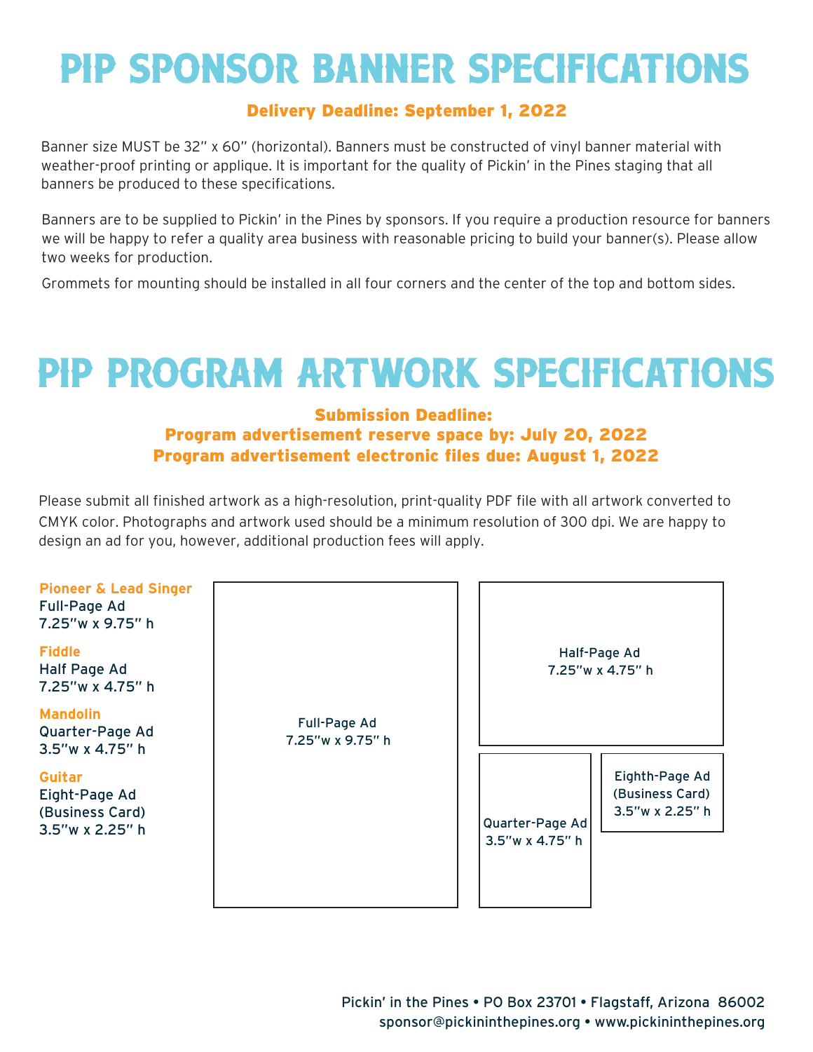# PIP SPONSOR BANNER SPECIFICATIONS

**Delivery Deadline: September 1, 2022**

Banner size MUST be 32" x 60" (horizontal). Banners must be constructed of vinyl banner material with weather-proof printing or applique. It is important for the quality of Pickin' in the Pines staging that all banners be produced to these specifications.

Banners are to be supplied to Pickin' in the Pines by sponsors. If you require a production resource for banners we will be happy to refer a quality area business with reasonable pricing to build your banner(s). Please allow two weeks for production.

Grommets for mounting should be installed in all four corners and the center of the top and bottom sides.

# PIP PROGRAM ARTWORK SPECIFICATIONS

**Submission Deadline:**
**Program advertisement reserve space by: July 20, 2022**
**Program advertisement electronic files due: August 1, 2022**

Please submit all finished artwork as a high-resolution, print-quality PDF file with all artwork converted to CMYK color. Photographs and artwork used should be a minimum resolution of 300 dpi. We are happy to design an ad for you, however, additional production fees will apply.

**Pioneer & Lead Singer**
Full-Page Ad
7.25"w x 9.75" h

**Fiddle**
Half Page Ad
7.25"w x 4.75" h

**Mandolin**
Quarter-Page Ad
3.5"w x 4.75" h

**Guitar**
Eight-Page Ad
(Business Card)
3.5"w x 2.25" h

Full-Page Ad
7.25"w x 9.75" h

Half-Page Ad
7.25"w x 4.75" h

Quarter-Page Ad
3.5"w x 4.75" h

Eighth-Page Ad
(Business Card)
3.5"w x 2.25" h

Pickin' in the Pines • PO Box 23701 • Flagstaff, Arizona 86002
sponsor@pickininthepines.org • www.pickininthepines.org